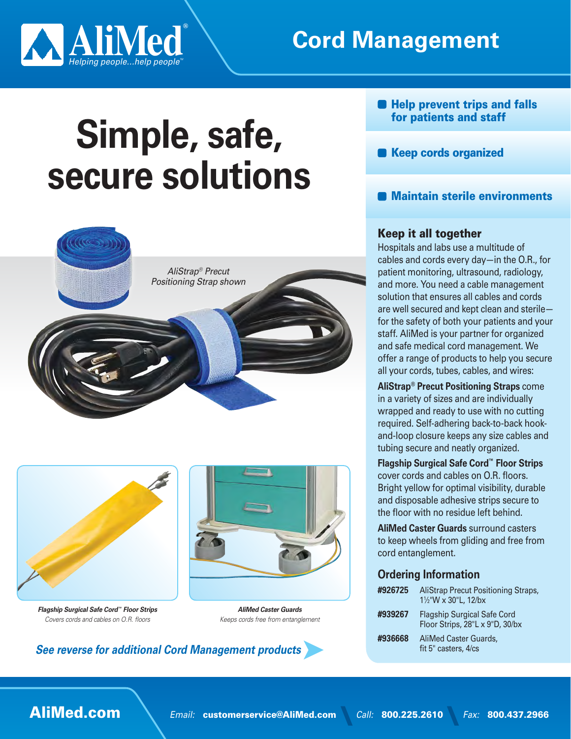# Cord Management

# Simple, safe, secure solutions

- **Help prevent trips and falls for patients and staff**
- **Keep cords organized**
- **Maintain sterile environments**

*AliStrap® Precut Positioning Strap shown*

## Keep it all together

Hospitals and labs use a multitude of cables and cords every day—in the O.R., for patient monitoring, ultrasound, radiology, and more. You need a cable management solution that ensures all cables and cords are well secured and kept clean and sterile—for the safety of both your patients and your staff. AliMed is your partner for organized and safe medical cord management. We offer a range of products to help you secure all your cords, tubes, cables, and wires:

**AliStrap® Precut Positioning Straps** come in a variety of sizes and are individually wrapped and ready to use with no cutting required. Self-adhering back-to-back hook-and-loop closure keeps any size cables and tubing secure and neatly organized.

**Flagship Surgical Safe Cord™ Floor Strips** cover cords and cables on O.R. floors. Bright yellow for optimal visibility, durable and disposable adhesive strips secure to the floor with no residue left behind.

**AliMed Caster Guards** surround casters to keep wheels from gliding and free from cord entanglement.

***Flagship Surgical Safe Cord™ Floor Strips***
*Covers cords and cables on O.R. floors*

***AliMed Caster Guards***
*Keeps cords free from entanglement*

## Ordering Information

| | |
|---|---|
| **#926725** | AliStrap Precut Positioning Straps, 1½"W x 30"L, 12/bx |
| **#939267** | Flagship Surgical Safe Cord Floor Strips, 28"L x 9"D, 30/bx |
| **#936668** | AliMed Caster Guards, fit 5" casters, 4/cs |

***See reverse for additional Cord Management products***

**AliMed.com** *Email:* **customerservice@AliMed.com** *Call:* **800.225.2610** *Fax:* **800.437.2966**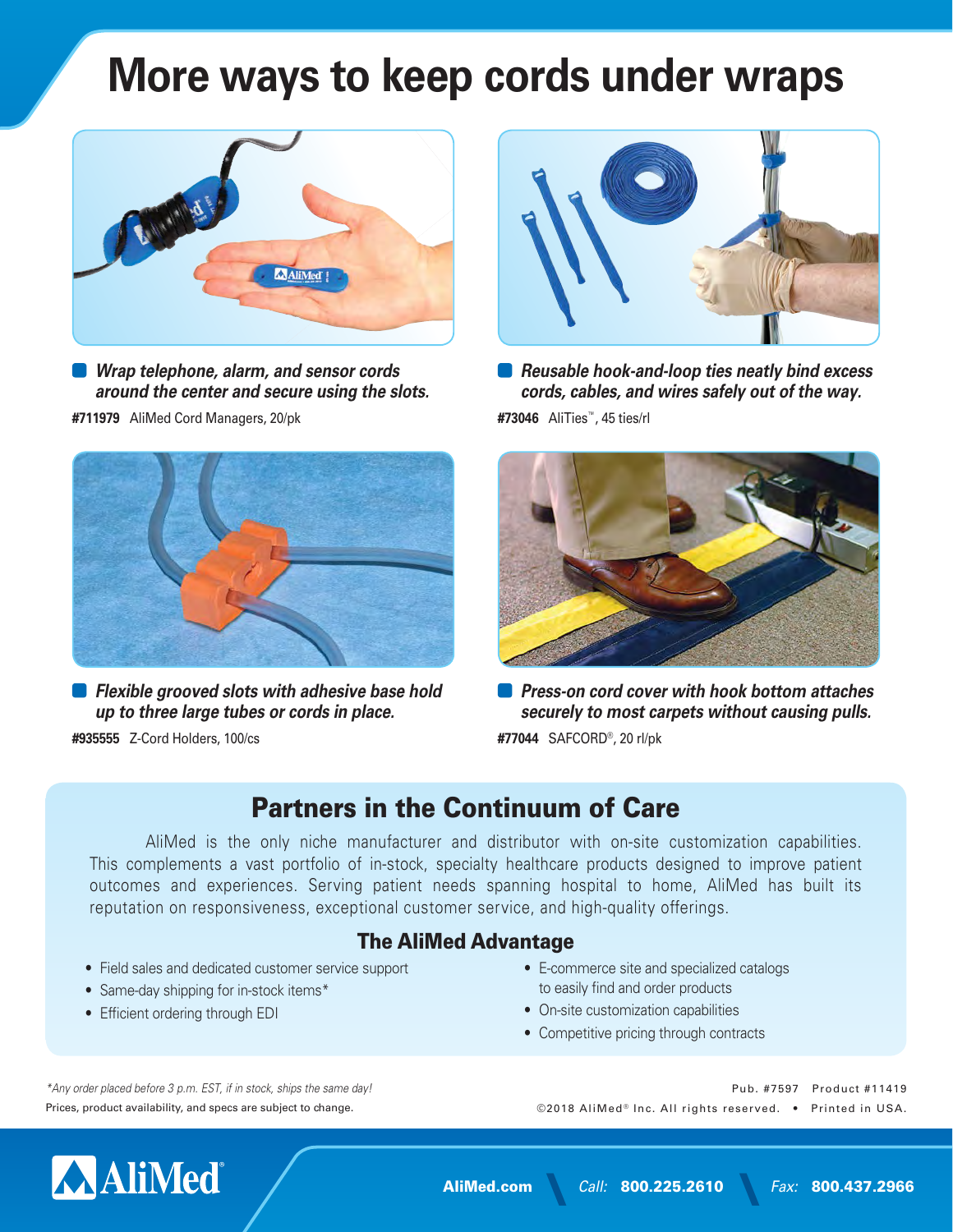# More ways to keep cords under wraps

***Wrap telephone, alarm, and sensor cords around the center and secure using the slots.***

**#711979** AliMed Cord Managers, 20/pk

***Reusable hook-and-loop ties neatly bind excess cords, cables, and wires safely out of the way.***

**#73046** AliTies™, 45 ties/rl

***Flexible grooved slots with adhesive base hold up to three large tubes or cords in place.***

**#935555** Z-Cord Holders, 100/cs

***Press-on cord cover with hook bottom attaches securely to most carpets without causing pulls.***

**#77044** SAFCORD®, 20 rl/pk

## Partners in the Continuum of Care

AliMed is the only niche manufacturer and distributor with on-site customization capabilities. This complements a vast portfolio of in-stock, specialty healthcare products designed to improve patient outcomes and experiences. Serving patient needs spanning hospital to home, AliMed has built its reputation on responsiveness, exceptional customer service, and high-quality offerings.

### The AliMed Advantage

- Field sales and dedicated customer service support
- Same-day shipping for in-stock items*
- Efficient ordering through EDI
- E-commerce site and specialized catalogs to easily find and order products
- On-site customization capabilities
- Competitive pricing through contracts

*\*Any order placed before 3 p.m. EST, if in stock, ships the same day!*

Prices, product availability, and specs are subject to change.

Pub. #7597 Product #11419

©2018 AliMed® Inc. All rights reserved. • Printed in USA.

AliMed®

**AliMed.com** *Call:* **800.225.2610** *Fax:* **800.437.2966**